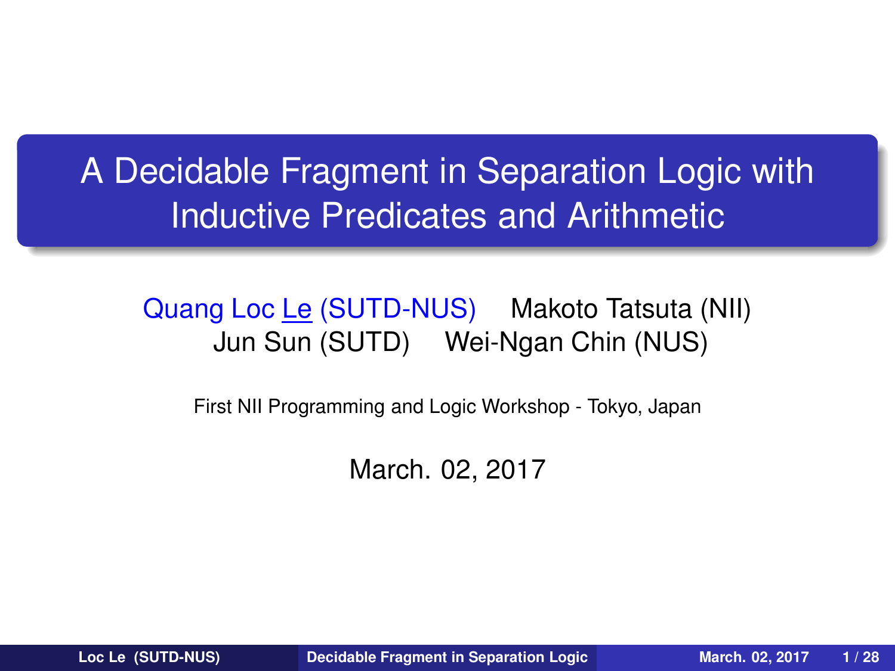# A Decidable Fragment in Separation Logic with Inductive Predicates and Arithmetic

Quang Loc Le (SUTD-NUS) Makoto Tatsuta (NII)
Jun Sun (SUTD) Wei-Ngan Chin (NUS)

First NII Programming and Logic Workshop - Tokyo, Japan

March. 02, 2017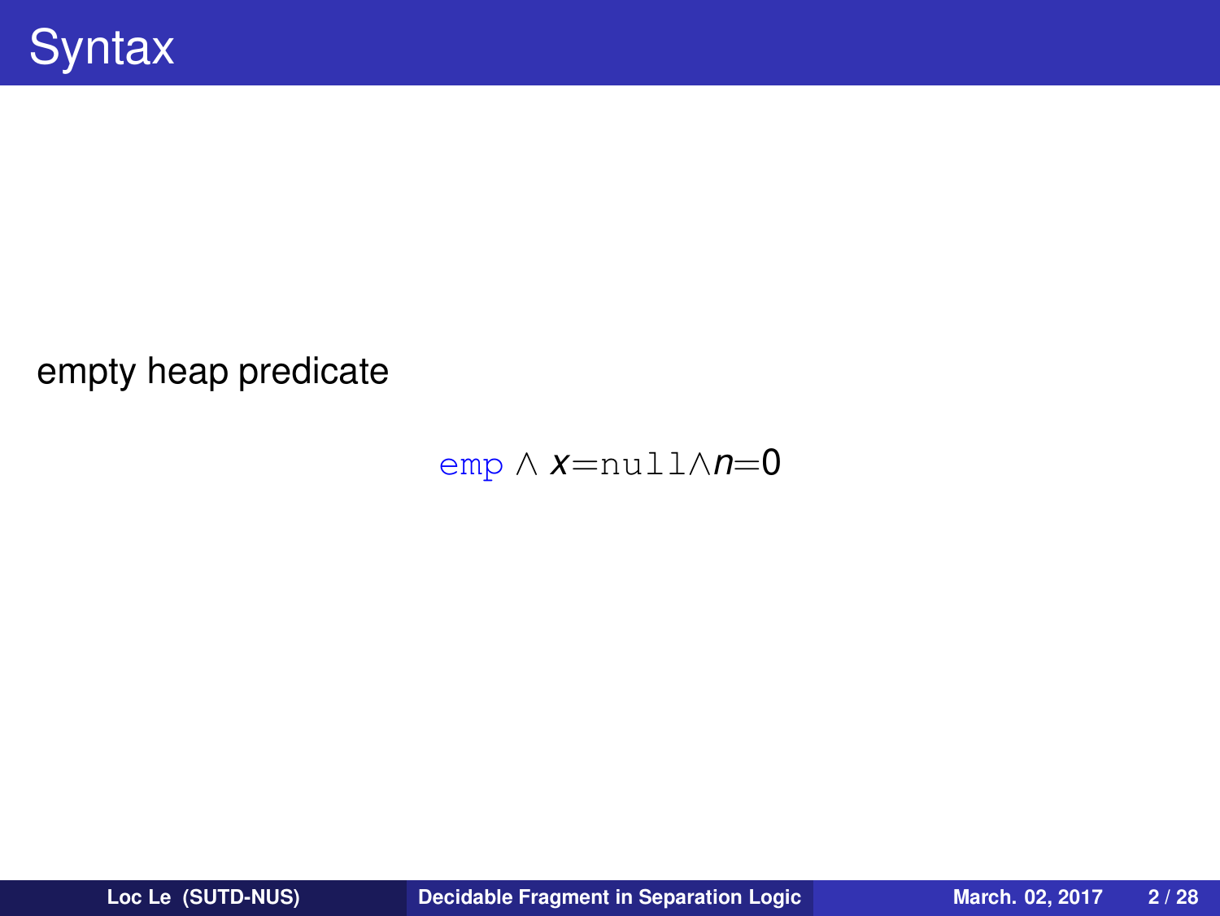# Syntax

empty heap predicate

$$\texttt{emp} \wedge x{=}\texttt{null} \wedge n{=}0$$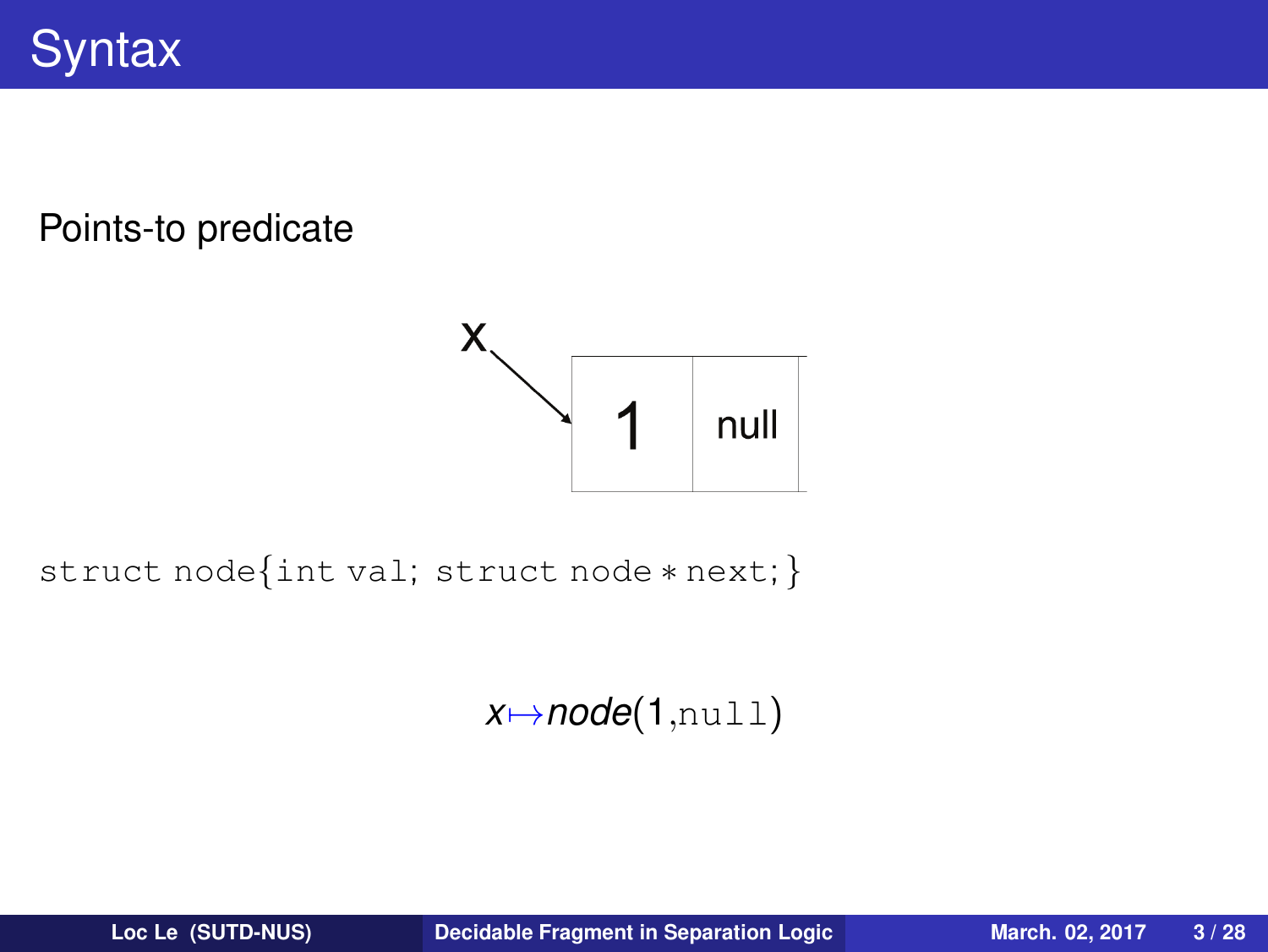# Syntax

Points-to predicate

```
struct node{int val; struct node * next;}
```

$$x \mapsto node(1, \texttt{null})$$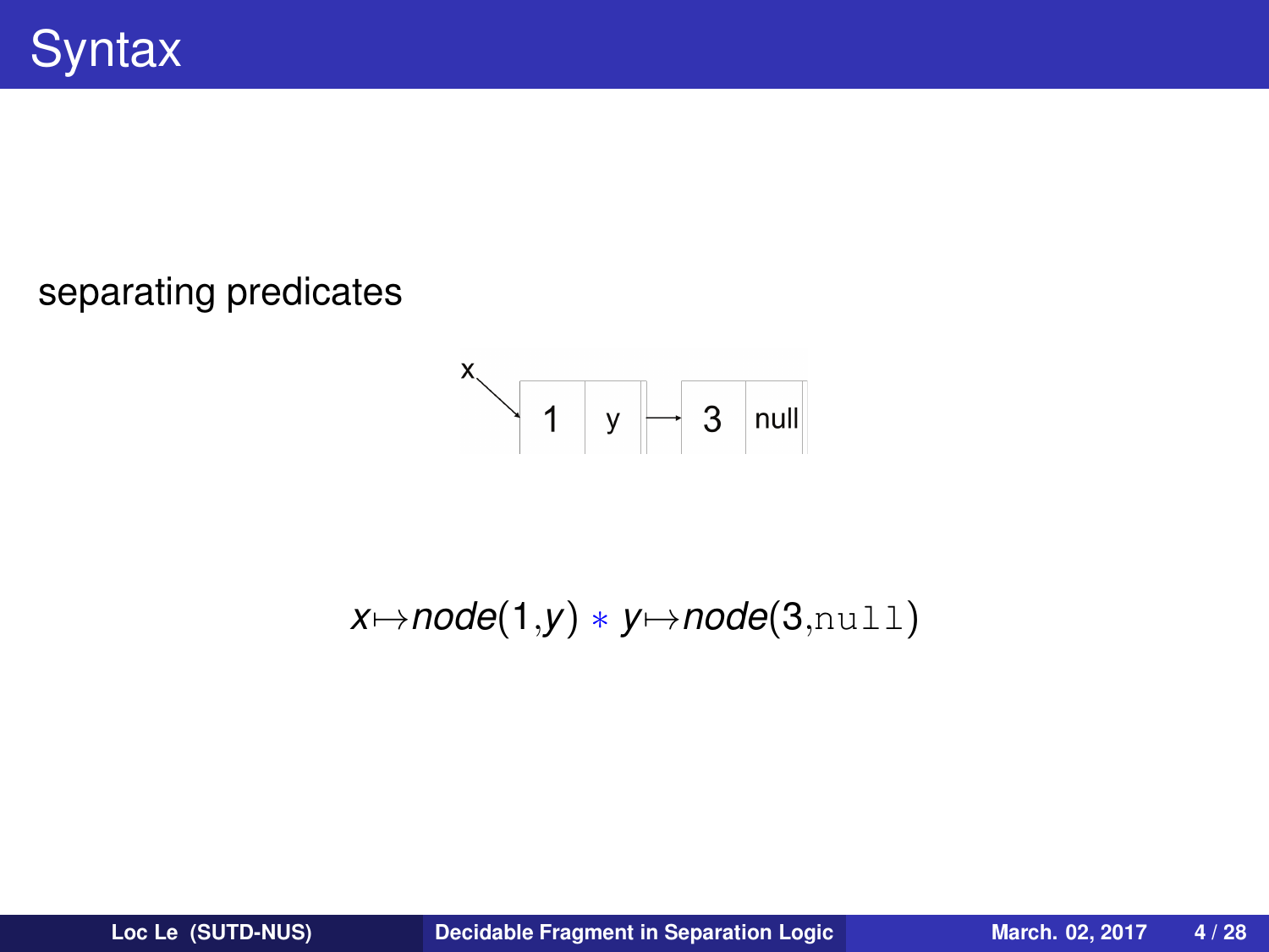# Syntax

separating predicates

$$x \mapsto node(1, y) * y \mapsto node(3, \texttt{null})$$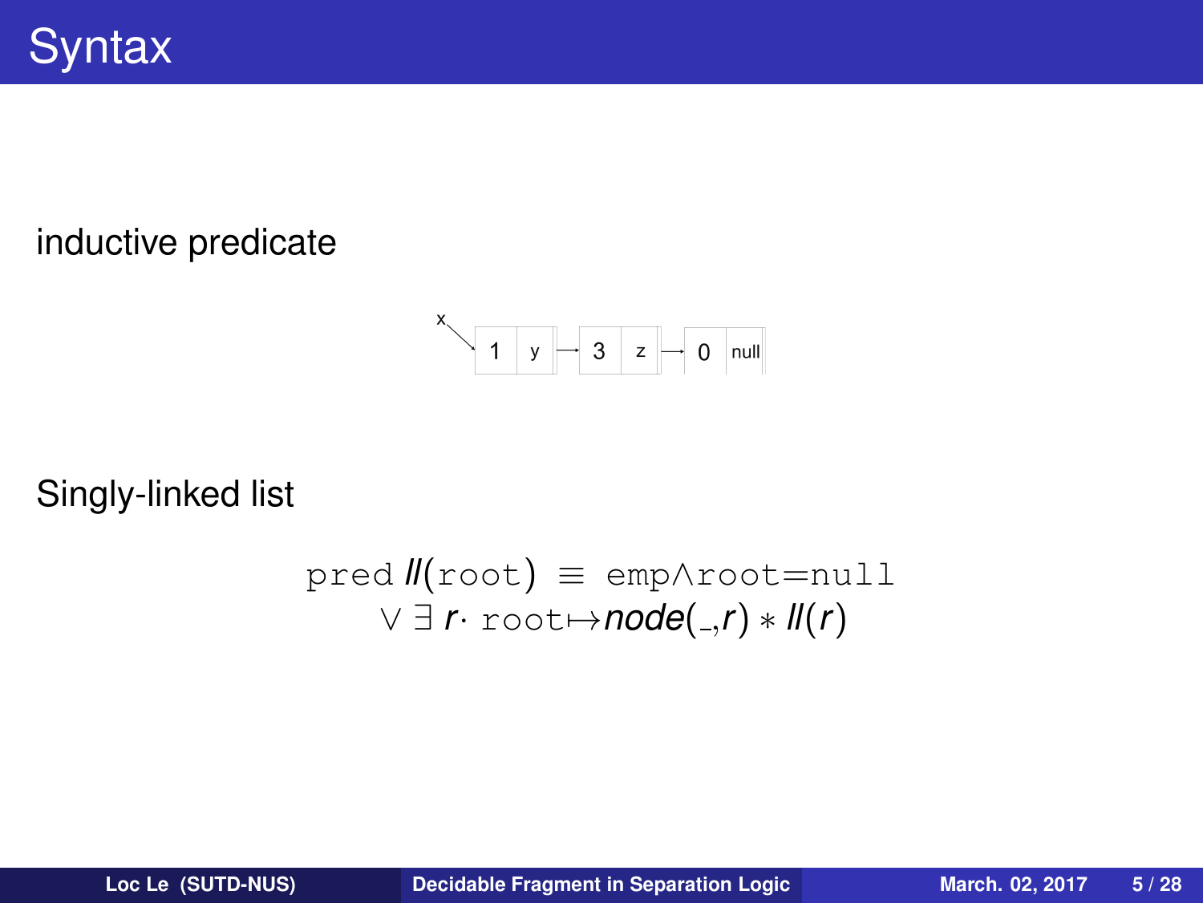# Syntax

inductive predicate

Singly-linked list

$$\texttt{pred}\; \mathit{ll}(\texttt{root}) \equiv \texttt{emp} \wedge \texttt{root}{=}\texttt{null}$$
$$\vee\; \exists\; r \cdot\; \texttt{root} \mapsto \mathit{node}(\_, r) * \mathit{ll}(r)$$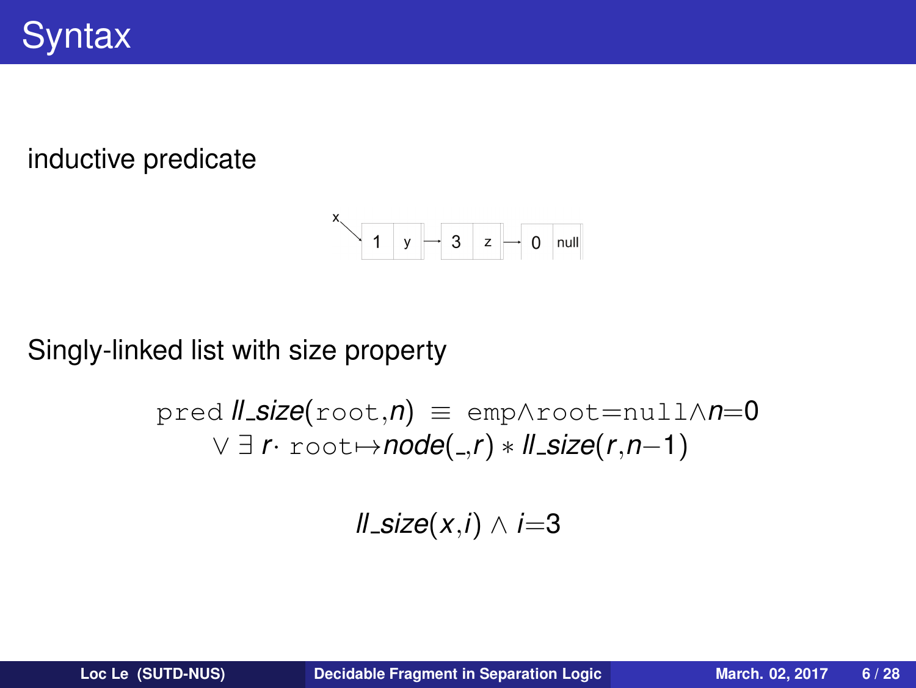# Syntax

inductive predicate

Singly-linked list with size property

$$\texttt{pred}\ \mathit{ll\_size}(\texttt{root},n) \equiv \texttt{emp}\wedge\texttt{root}{=}\texttt{null}\wedge n{=}0$$
$$\vee\ \exists\, r\cdot\ \texttt{root}{\mapsto}\mathit{node}(\_,r) * \mathit{ll\_size}(r,n{-}1)$$

$$\mathit{ll\_size}(x,i) \wedge i{=}3$$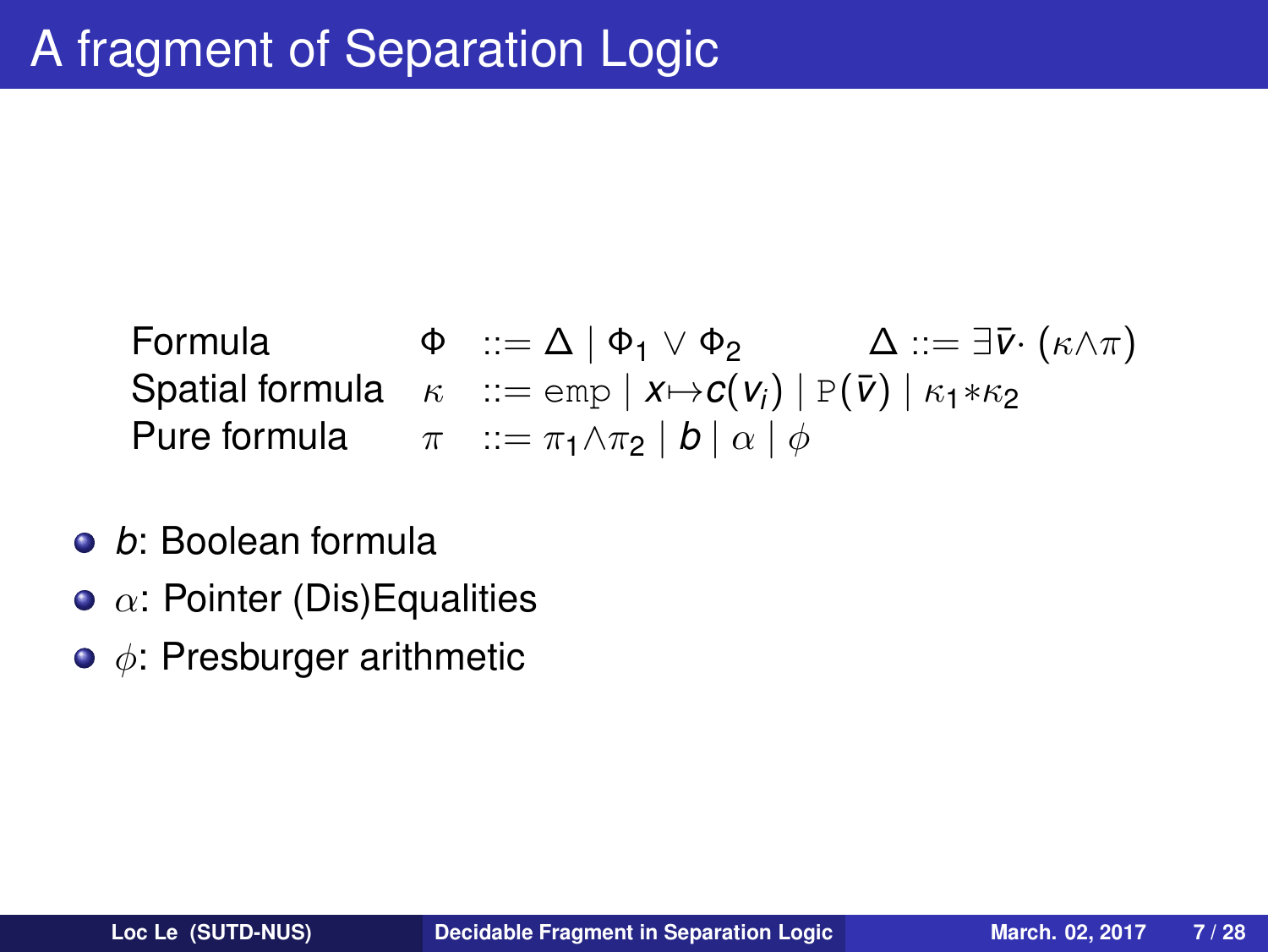# A fragment of Separation Logic

$$
\begin{array}{llll}
\text{Formula} & \Phi & ::= \Delta \mid \Phi_1 \vee \Phi_2 & \Delta ::= \exists \bar{v} \cdot (\kappa \wedge \pi) \\
\text{Spatial formula} & \kappa & ::= \mathtt{emp} \mid x \mapsto c(v_i) \mid \mathtt{P}(\bar{v}) \mid \kappa_1 * \kappa_2 & \\
\text{Pure formula} & \pi & ::= \pi_1 \wedge \pi_2 \mid b \mid \alpha \mid \phi &
\end{array}
$$

- $b$: Boolean formula
- $\alpha$: Pointer (Dis)Equalities
- $\phi$: Presburger arithmetic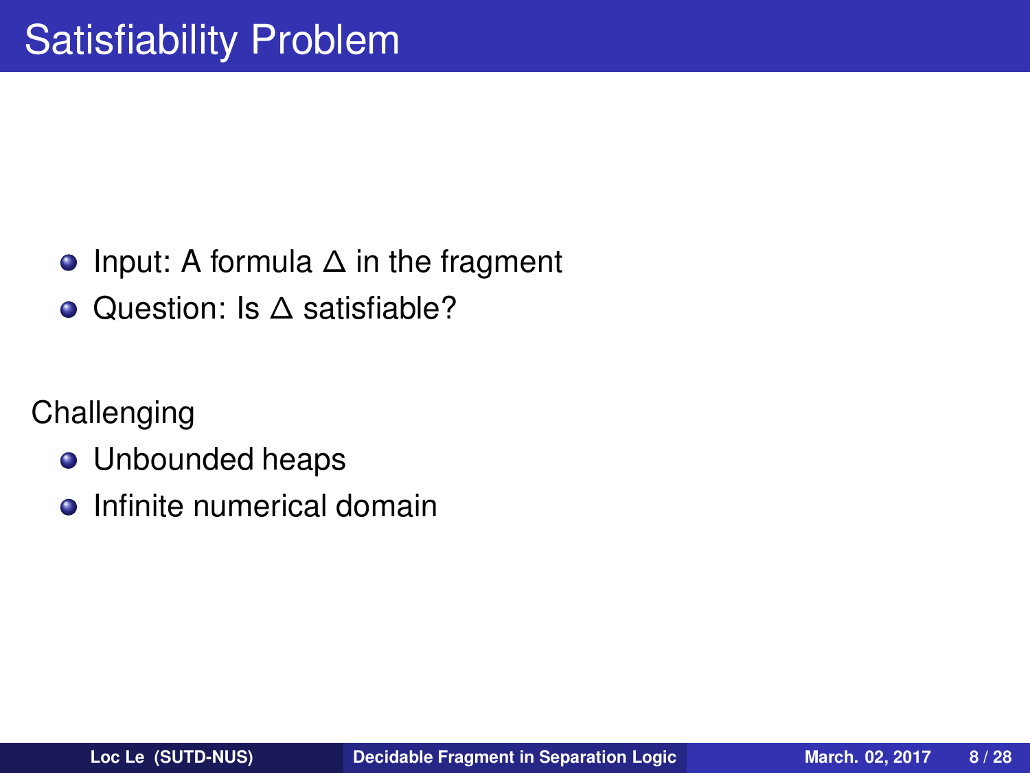# Satisfiability Problem

- Input: A formula $\Delta$ in the fragment
- Question: Is $\Delta$ satisfiable?

Challenging

- Unbounded heaps
- Infinite numerical domain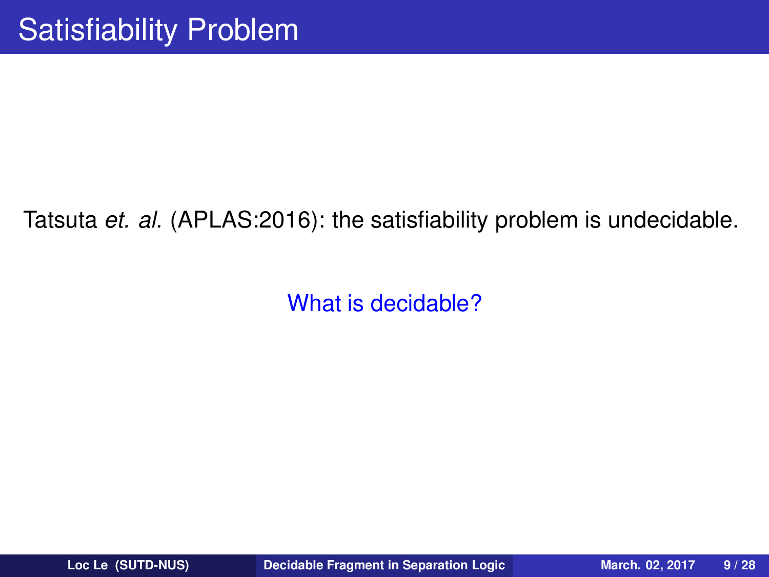# Satisfiability Problem

Tatsuta *et. al.* (APLAS:2016): the satisfiability problem is undecidable.

What is decidable?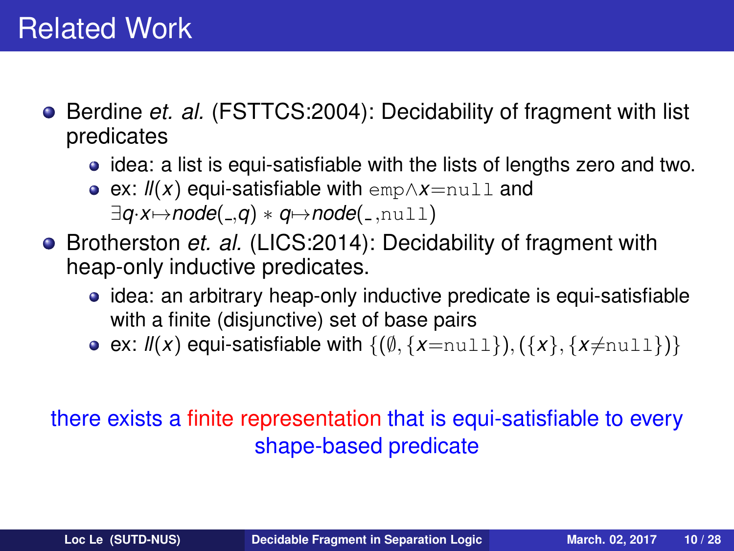# Related Work

- Berdine *et. al.* (FSTTCS:2004): Decidability of fragment with list predicates
  - idea: a list is equi-satisfiable with the lists of lengths zero and two.
  - ex: $ll(x)$ equi-satisfiable with $\texttt{emp} \wedge x{=}\texttt{null}$ and $\exists q \cdot x {\mapsto} node(\_,q) * q {\mapsto} node(\_,\texttt{null})$
- Brotherston *et. al.* (LICS:2014): Decidability of fragment with heap-only inductive predicates.
  - idea: an arbitrary heap-only inductive predicate is equi-satisfiable with a finite (disjunctive) set of base pairs
  - ex: $ll(x)$ equi-satisfiable with $\{(\emptyset, \{x{=}\texttt{null}\}), (\{x\}, \{x{\neq}\texttt{null}\})\}$

there exists a finite representation that is equi-satisfiable to every shape-based predicate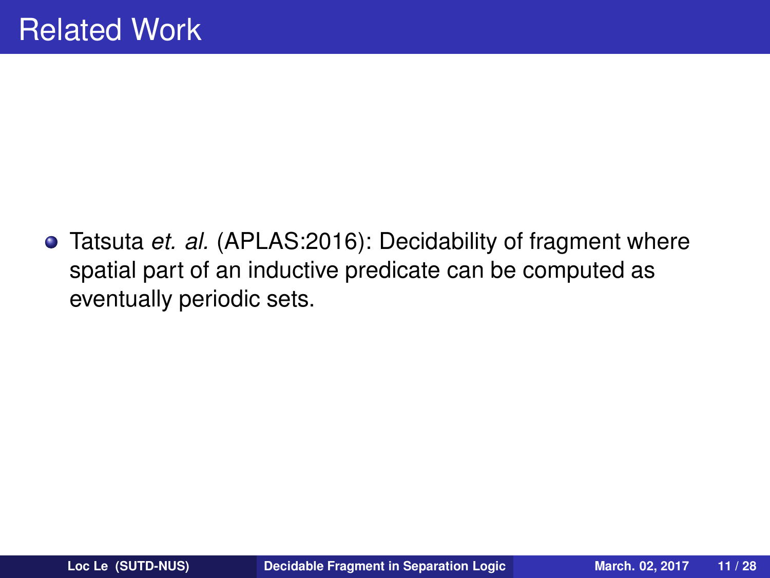# Related Work

- Tatsuta *et. al.* (APLAS:2016): Decidability of fragment where spatial part of an inductive predicate can be computed as eventually periodic sets.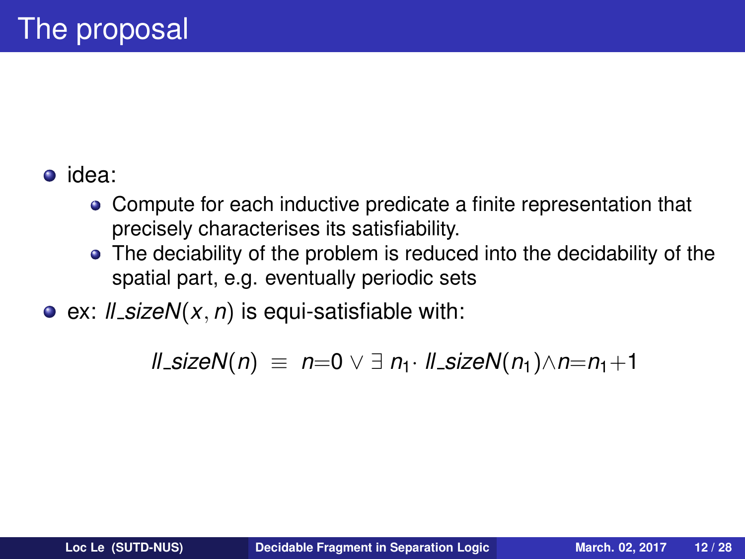# The proposal

- idea:
  - Compute for each inductive predicate a finite representation that precisely characterises its satisfiability.
  - The deciability of the problem is reduced into the decidability of the spatial part, e.g. eventually periodic sets
- ex: $ll\_sizeN(x, n)$ is equi-satisfiable with:

$$ll\_sizeN(n) \equiv n{=}0 \vee \exists\, n_1 \cdot ll\_sizeN(n_1) \wedge n{=}n_1{+}1$$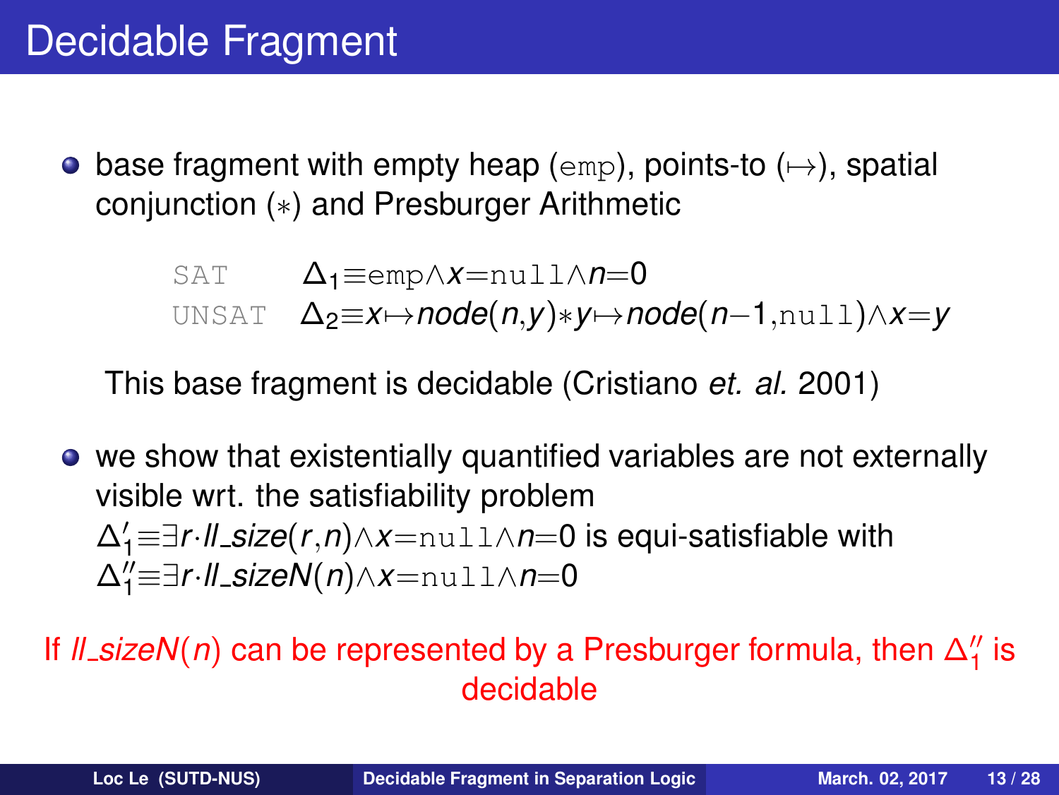# Decidable Fragment

- base fragment with empty heap (emp), points-to ($\mapsto$), spatial conjunction ($*$) and Presburger Arithmetic

$$\texttt{SAT} \quad \Delta_1 \equiv \texttt{emp} \wedge x = \texttt{null} \wedge n = 0$$

$$\texttt{UNSAT} \quad \Delta_2 \equiv x \mapsto node(n, y) * y \mapsto node(n-1, \texttt{null}) \wedge x = y$$

This base fragment is decidable (Cristiano *et. al.* 2001)

- we show that existentially quantified variables are not externally visible wrt. the satisfiability problem
  $\Delta_1' \equiv \exists r \cdot ll\_size(r, n) \wedge x = \texttt{null} \wedge n = 0$ is equi-satisfiable with
  $\Delta_1'' \equiv \exists r \cdot ll\_sizeN(n) \wedge x = \texttt{null} \wedge n = 0$

If $ll\_sizeN(n)$ can be represented by a Presburger formula, then $\Delta_1''$ is decidable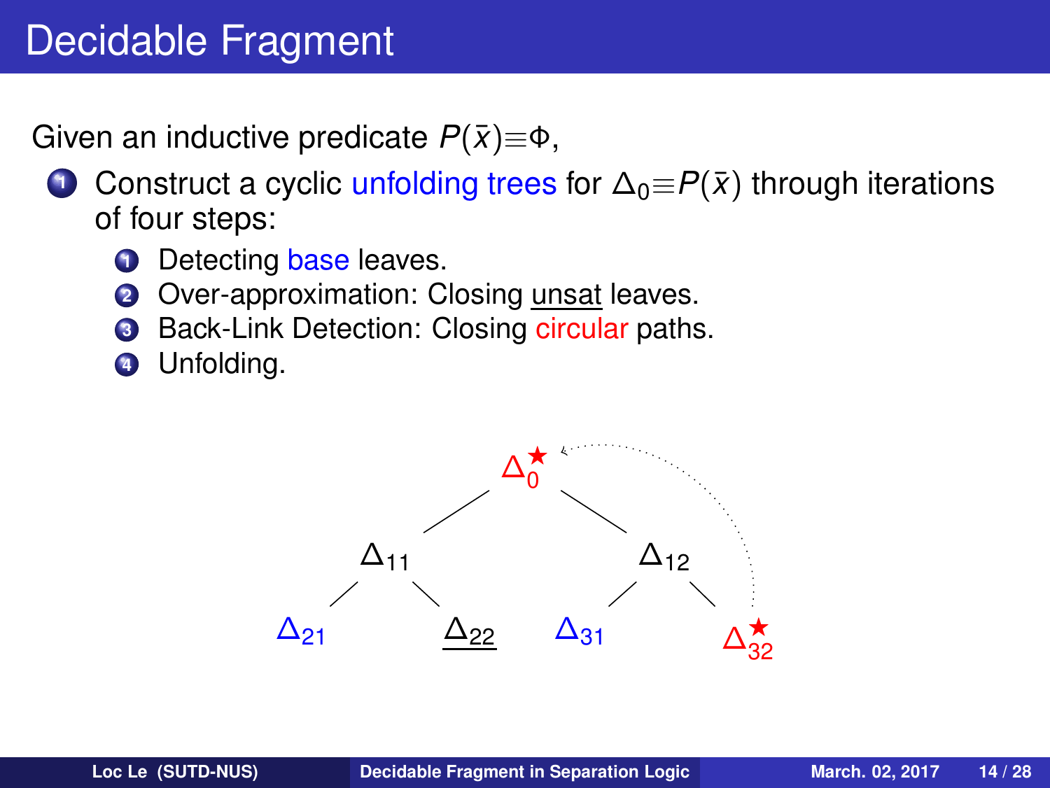# Decidable Fragment

Given an inductive predicate $P(\bar{x}) \equiv \Phi$,

1. Construct a cyclic unfolding trees for $\Delta_0 \equiv P(\bar{x})$ through iterations of four steps:
   1. Detecting base leaves.
   2. Over-approximation: Closing unsat leaves.
   3. Back-Link Detection: Closing circular paths.
   4. Unfolding.

$\Delta_0^\star$

$\Delta_{11}$ $\Delta_{12}$

$\Delta_{21}$ $\Delta_{22}$ $\Delta_{31}$ $\Delta_{32}^\star$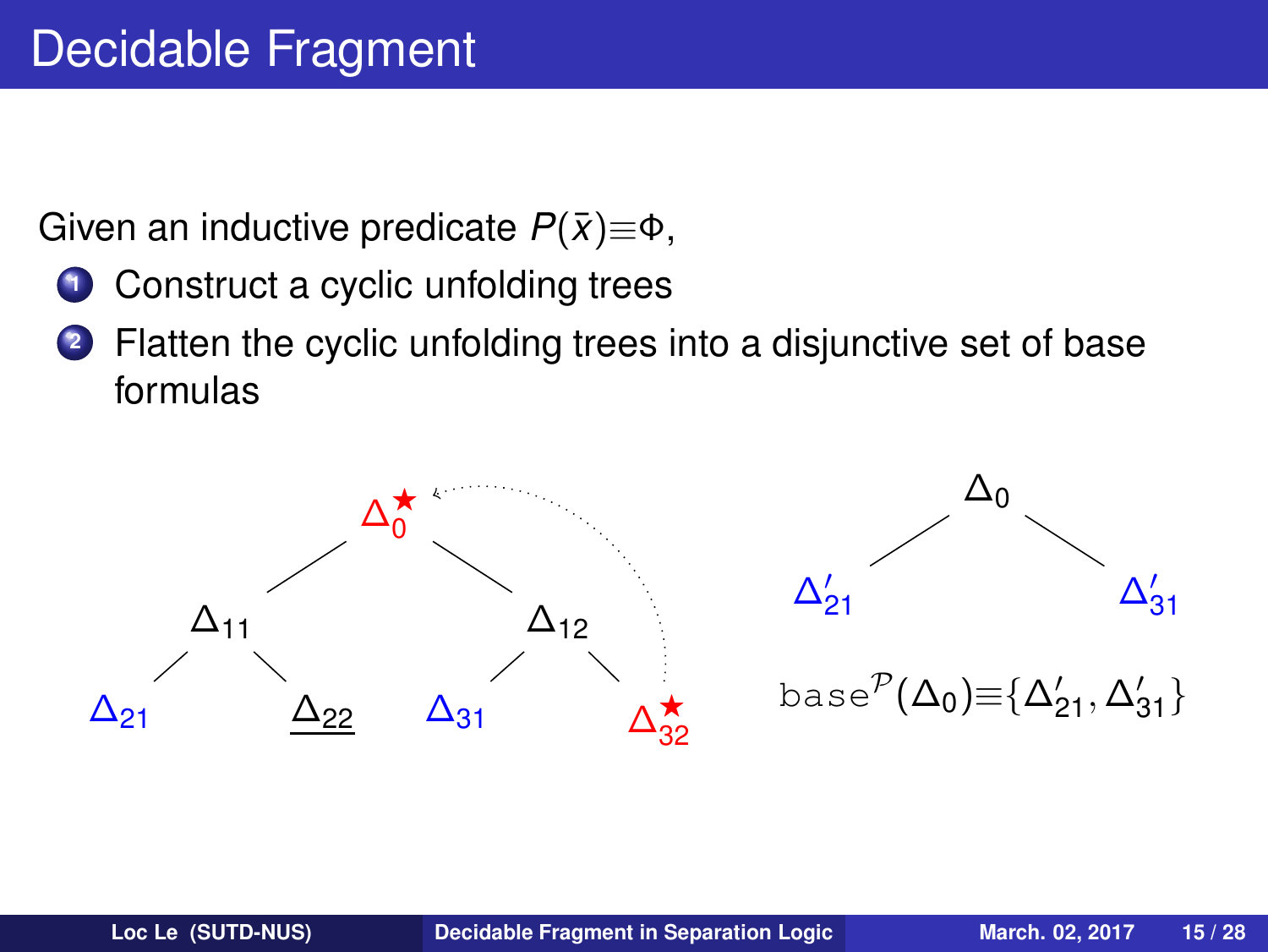# Decidable Fragment

Given an inductive predicate $P(\bar{x}) \equiv \Phi$,

1. Construct a cyclic unfolding trees
2. Flatten the cyclic unfolding trees into a disjunctive set of base formulas

$\Delta_0^{\star}$

$\Delta_{11}$ $\Delta_{12}$

$\Delta_{21}$ $\underline{\Delta_{22}}$ $\Delta_{31}$ $\Delta_{32}^{\star}$

$\Delta_0$

$\Delta'_{21}$ $\Delta'_{31}$

$\texttt{base}^{\mathcal{P}}(\Delta_0) \equiv \{\Delta'_{21}, \Delta'_{31}\}$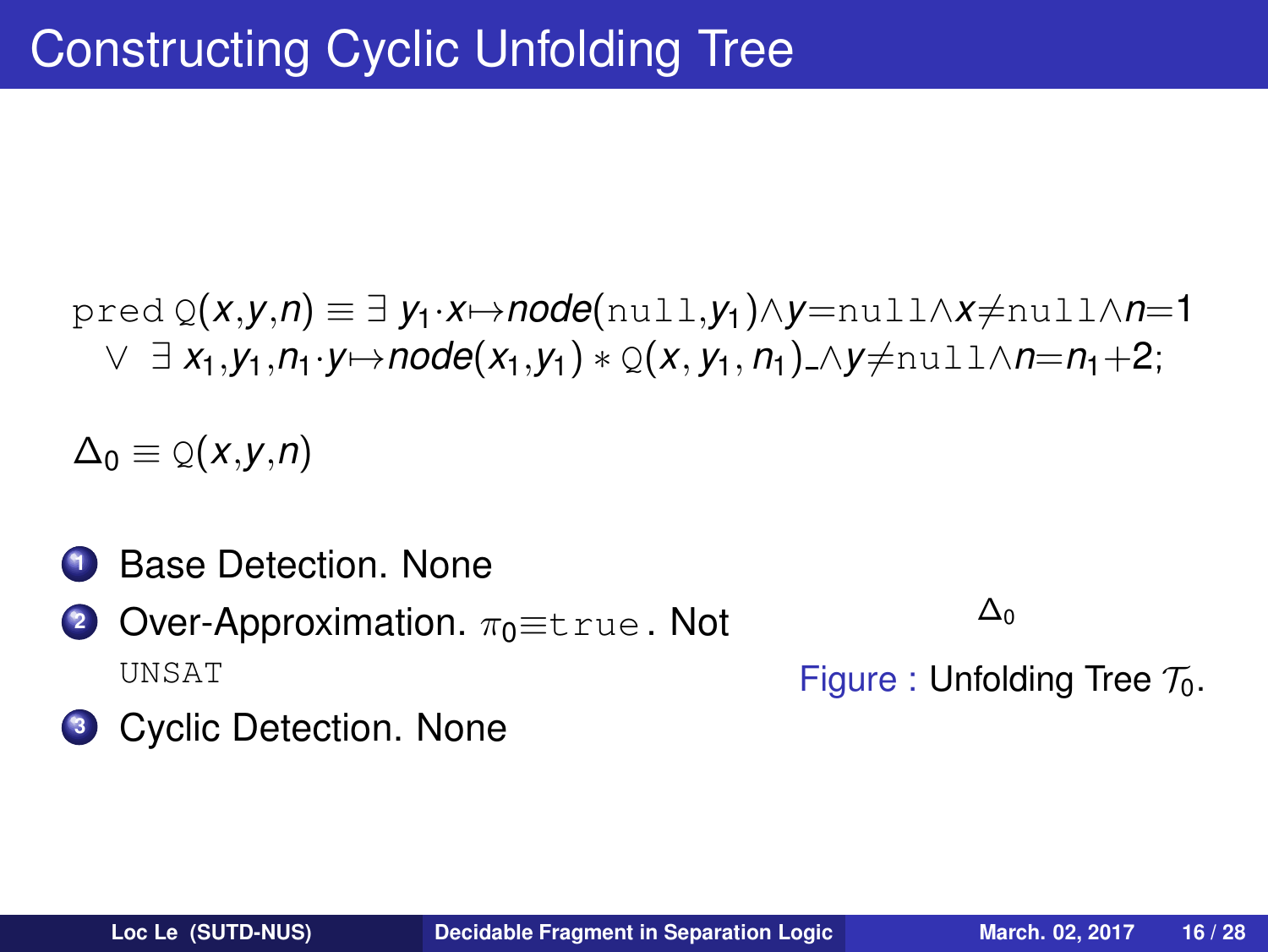# Constructing Cyclic Unfolding Tree

$$\texttt{pred}\ \texttt{Q}(x,y,n) \equiv \exists\ y_1 \cdot x \mapsto node(\texttt{null}, y_1) \wedge y = \texttt{null} \wedge x \neq \texttt{null} \wedge n = 1$$
$$\vee\ \exists\ x_1, y_1, n_1 \cdot y \mapsto node(x_1, y_1) * \texttt{Q}(x, y_1, n_1)\_ \wedge y \neq \texttt{null} \wedge n = n_1 + 2;$$

$\Delta_0 \equiv \texttt{Q}(x,y,n)$

1. Base Detection. None
2. Over-Approximation. $\pi_0 \equiv \texttt{true}$. Not UNSAT
3. Cyclic Detection. None

$\Delta_0$

Figure : Unfolding Tree $\mathcal{T}_0$.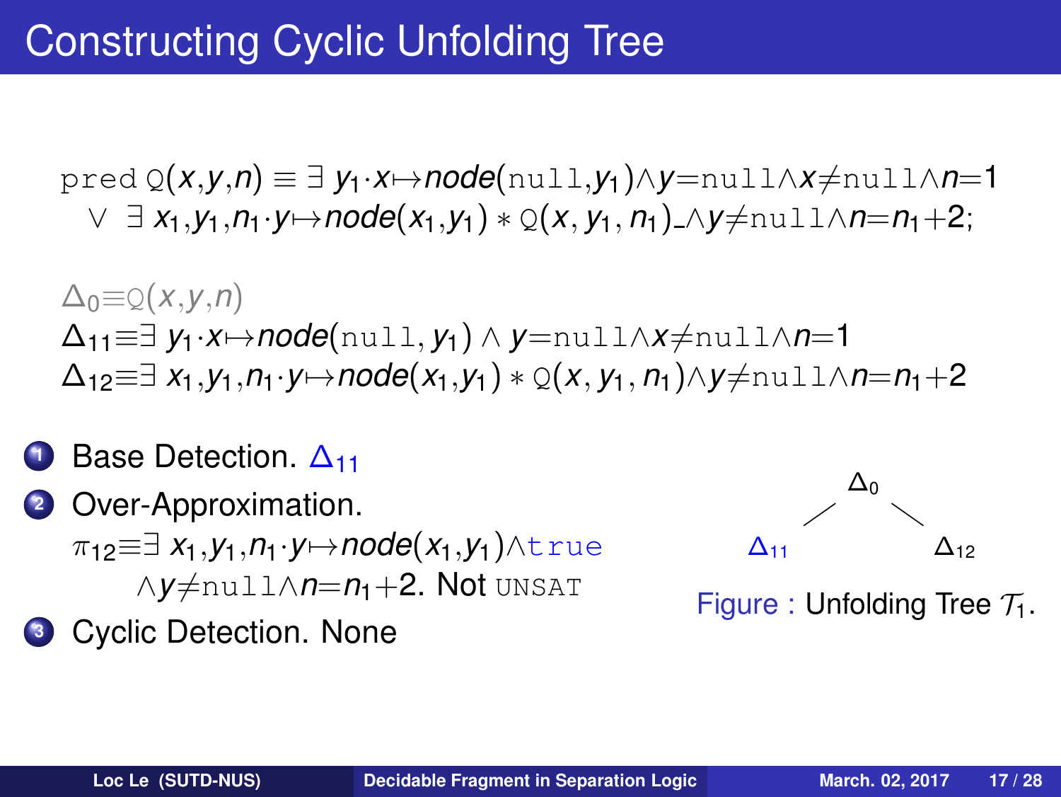# Constructing Cyclic Unfolding Tree

$\texttt{pred}\ \texttt{Q}(x,y,n) \equiv \exists\, y_1 \cdot x \mapsto node(\texttt{null},y_1) \wedge y{=}\texttt{null} \wedge x{\neq}\texttt{null} \wedge n{=}1$
$\quad \vee\ \exists\, x_1,y_1,n_1 \cdot y \mapsto node(x_1,y_1) * \texttt{Q}(x,y_1,n_1)\_ \wedge y{\neq}\texttt{null} \wedge n{=}n_1{+}2;$

$\Delta_0 \equiv \texttt{Q}(x,y,n)$
$\Delta_{11} \equiv \exists\, y_1 \cdot x \mapsto node(\texttt{null},y_1) \wedge y{=}\texttt{null} \wedge x{\neq}\texttt{null} \wedge n{=}1$
$\Delta_{12} \equiv \exists\, x_1,y_1,n_1 \cdot y \mapsto node(x_1,y_1) * \texttt{Q}(x,y_1,n_1) \wedge y{\neq}\texttt{null} \wedge n{=}n_1{+}2$

1. Base Detection. $\Delta_{11}$
2. Over-Approximation.
   $\pi_{12} \equiv \exists\, x_1,y_1,n_1 \cdot y \mapsto node(x_1,y_1) \wedge \texttt{true}$
   $\wedge y{\neq}\texttt{null} \wedge n{=}n_1{+}2$. Not UNSAT
3. Cyclic Detection. None

```
        Δ0
       /  \
    Δ11    Δ12
```

Figure : Unfolding Tree $\mathcal{T}_1$.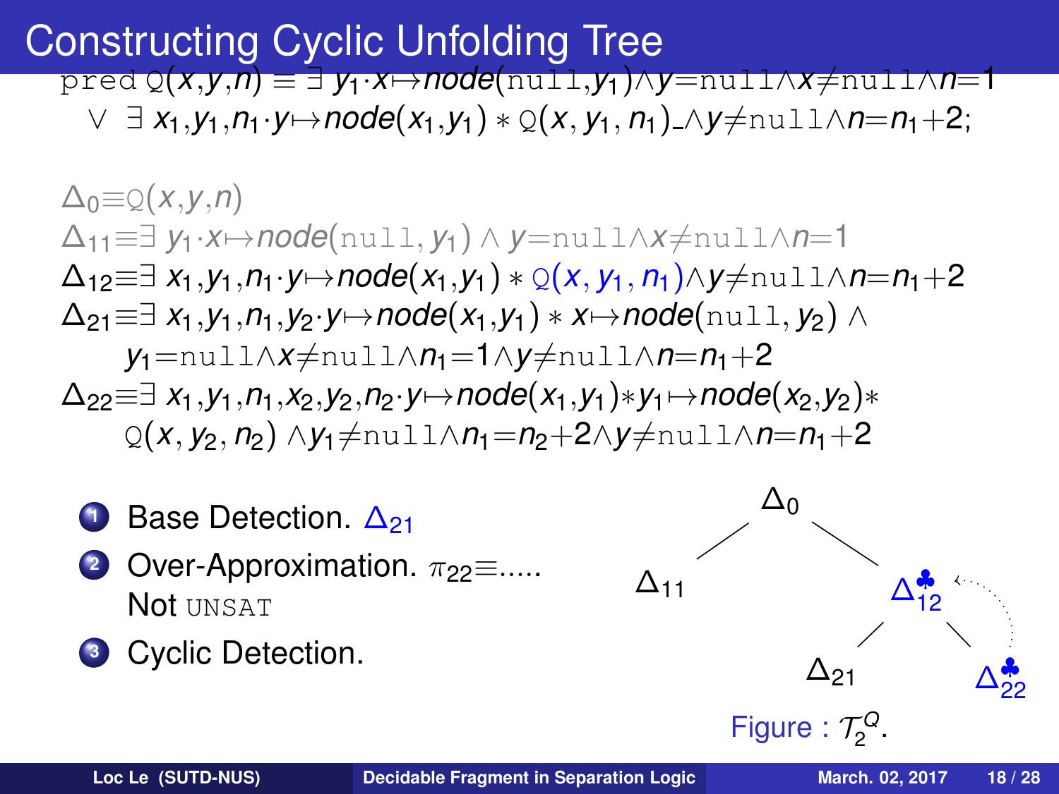# Constructing Cyclic Unfolding Tree

$\texttt{pred}\ \texttt{Q}(x,y,n) \equiv \exists\, y_1 \cdot x \mapsto node(\texttt{null}, y_1) \wedge y{=}\texttt{null} \wedge x{\neq}\texttt{null} \wedge n{=}1$
$\quad \vee\ \exists\, x_1, y_1, n_1 \cdot y \mapsto node(x_1, y_1) * \texttt{Q}(x, y_1, n_1)\_ \wedge y{\neq}\texttt{null} \wedge n{=}n_1{+}2;$

$\Delta_0 \equiv \texttt{Q}(x,y,n)$

$\Delta_{11} \equiv \exists\, y_1 \cdot x \mapsto node(\texttt{null}, y_1) \wedge y{=}\texttt{null} \wedge x{\neq}\texttt{null} \wedge n{=}1$

$\Delta_{12} \equiv \exists\, x_1, y_1, n_1 \cdot y \mapsto node(x_1, y_1) * \texttt{Q}(x, y_1, n_1) \wedge y{\neq}\texttt{null} \wedge n{=}n_1{+}2$

$\Delta_{21} \equiv \exists\, x_1, y_1, n_1, y_2 \cdot y \mapsto node(x_1, y_1) * x \mapsto node(\texttt{null}, y_2) \wedge$
$\quad y_1{=}\texttt{null} \wedge x{\neq}\texttt{null} \wedge n_1{=}1 \wedge y{\neq}\texttt{null} \wedge n{=}n_1{+}2$

$\Delta_{22} \equiv \exists\, x_1, y_1, n_1, x_2, y_2, n_2 \cdot y \mapsto node(x_1, y_1) * y_1 \mapsto node(x_2, y_2) *$
$\quad \texttt{Q}(x, y_2, n_2) \wedge y_1{\neq}\texttt{null} \wedge n_1{=}n_2{+}2 \wedge y{\neq}\texttt{null} \wedge n{=}n_1{+}2$

1. Base Detection. $\Delta_{21}$
2. Over-Approximation. $\pi_{22} \equiv$..... Not UNSAT
3. Cyclic Detection.

Tree: $\Delta_0$ has children $\Delta_{11}$ and $\Delta_{12}^{\clubsuit}$; $\Delta_{12}^{\clubsuit}$ has children $\Delta_{21}$ and $\Delta_{22}^{\clubsuit}$ (with a back-link from $\Delta_{22}^{\clubsuit}$ to $\Delta_{12}^{\clubsuit}$).

Figure : $\mathcal{T}_2^Q$.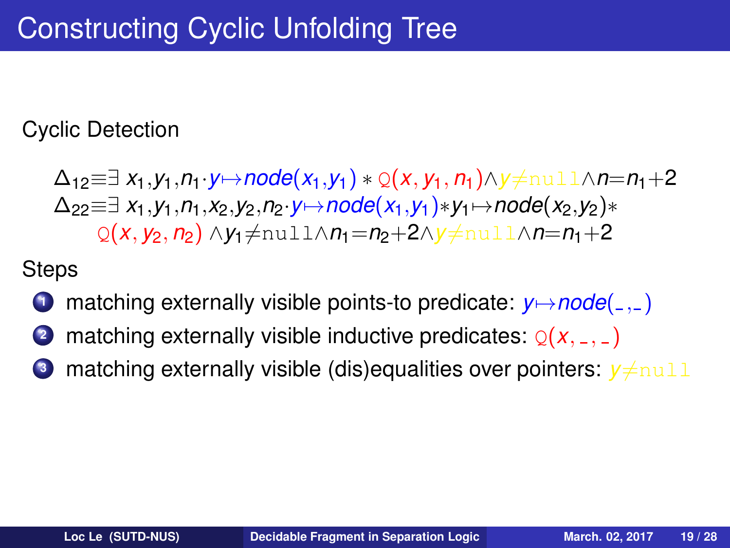# Constructing Cyclic Unfolding Tree

Cyclic Detection

$$\Delta_{12} \equiv \exists\, x_1, y_1, n_1 \cdot y \mapsto node(x_1, y_1) * \mathtt{Q}(x, y_1, n_1) \wedge y \neq \mathtt{null} \wedge n = n_1 + 2$$

$$\Delta_{22} \equiv \exists\, x_1, y_1, n_1, x_2, y_2, n_2 \cdot y \mapsto node(x_1, y_1) * y_1 \mapsto node(x_2, y_2) * \mathtt{Q}(x, y_2, n_2) \wedge y_1 \neq \mathtt{null} \wedge n_1 = n_2 + 2 \wedge y \neq \mathtt{null} \wedge n = n_1 + 2$$

Steps

1. matching externally visible points-to predicate: $y \mapsto node(\_, \_)$
2. matching externally visible inductive predicates: $\mathtt{Q}(x, \_, \_)$
3. matching externally visible (dis)equalities over pointers: $y \neq \mathtt{null}$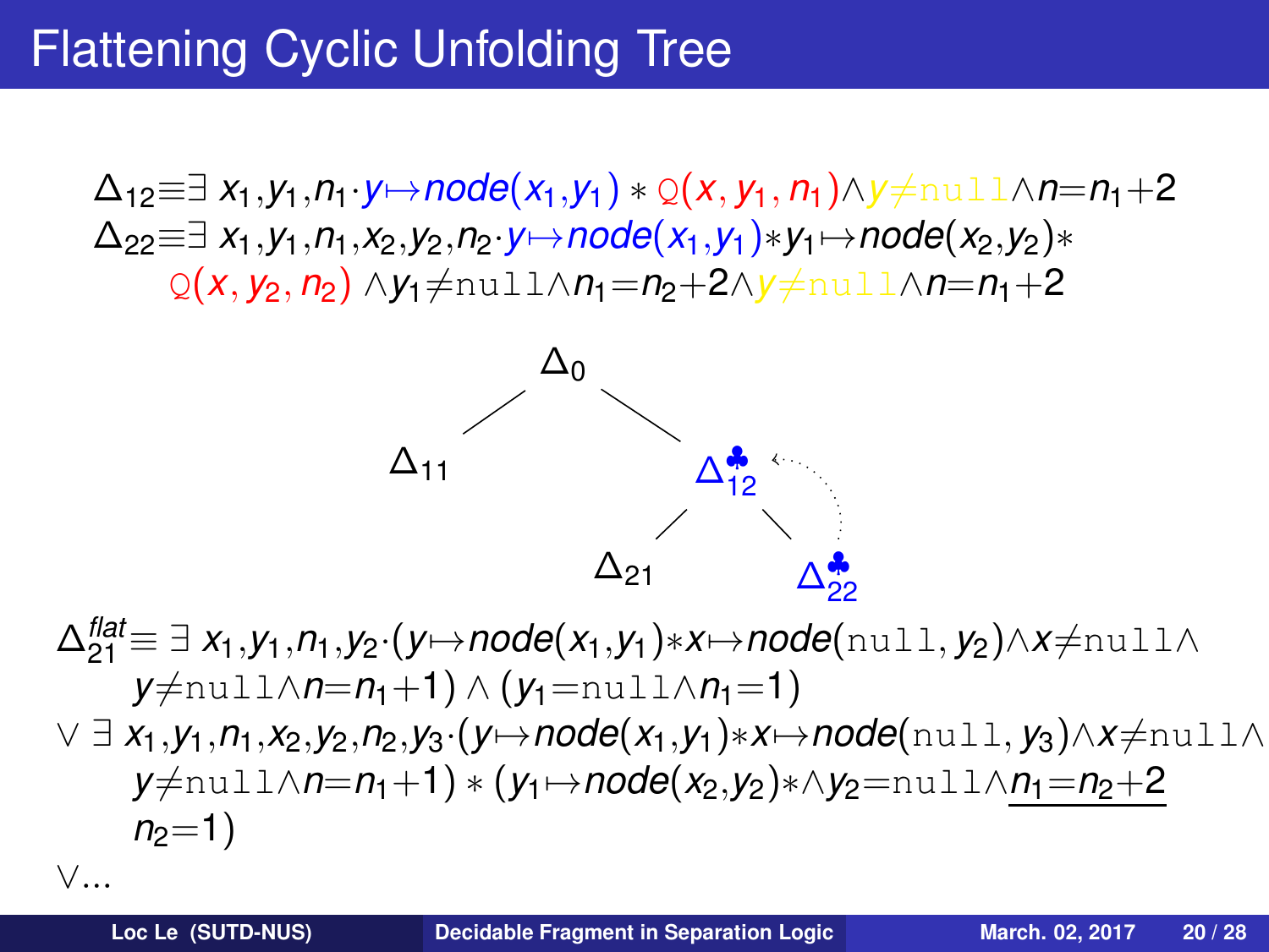# Flattening Cyclic Unfolding Tree

$$\Delta_{12} \equiv \exists\, x_1{,}y_1{,}n_1{\cdot}\, y{\mapsto}node(x_1{,}y_1) * \mathtt{Q}(x, y_1, n_1) \wedge y{\neq}\mathtt{null} \wedge n{=}n_1{+}2$$

$$\Delta_{22} \equiv \exists\, x_1{,}y_1{,}n_1{,}x_2{,}y_2{,}n_2{\cdot}\, y{\mapsto}node(x_1{,}y_1) * y_1{\mapsto}node(x_2{,}y_2) * \mathtt{Q}(x, y_2, n_2) \wedge y_1{\neq}\mathtt{null} \wedge n_1{=}n_2{+}2 \wedge y{\neq}\mathtt{null} \wedge n{=}n_1{+}2$$

Tree: $\Delta_0$ has children $\Delta_{11}$ and $\Delta_{12}^{\clubsuit}$; $\Delta_{12}^{\clubsuit}$ has children $\Delta_{21}$ and $\Delta_{22}^{\clubsuit}$ (with a back-link from $\Delta_{22}^{\clubsuit}$ to $\Delta_{12}^{\clubsuit}$).

$$\Delta_{21}^{flat} \equiv \exists\, x_1{,}y_1{,}n_1{,}y_2{\cdot}(y{\mapsto}node(x_1{,}y_1) * x{\mapsto}node(\mathtt{null}, y_2) \wedge x{\neq}\mathtt{null} \wedge y{\neq}\mathtt{null} \wedge n{=}n_1{+}1) \wedge (y_1{=}\mathtt{null} \wedge n_1{=}1)$$

$$\vee\; \exists\, x_1{,}y_1{,}n_1{,}x_2{,}y_2{,}n_2{,}y_3{\cdot}(y{\mapsto}node(x_1{,}y_1) * x{\mapsto}node(\mathtt{null}, y_3) \wedge x{\neq}\mathtt{null} \wedge y{\neq}\mathtt{null} \wedge n{=}n_1{+}1) * (y_1{\mapsto}node(x_2{,}y_2) * \wedge y_2{=}\mathtt{null} \wedge \underline{n_1{=}n_2{+}2}\; n_2{=}1)$$

$$\vee \ldots$$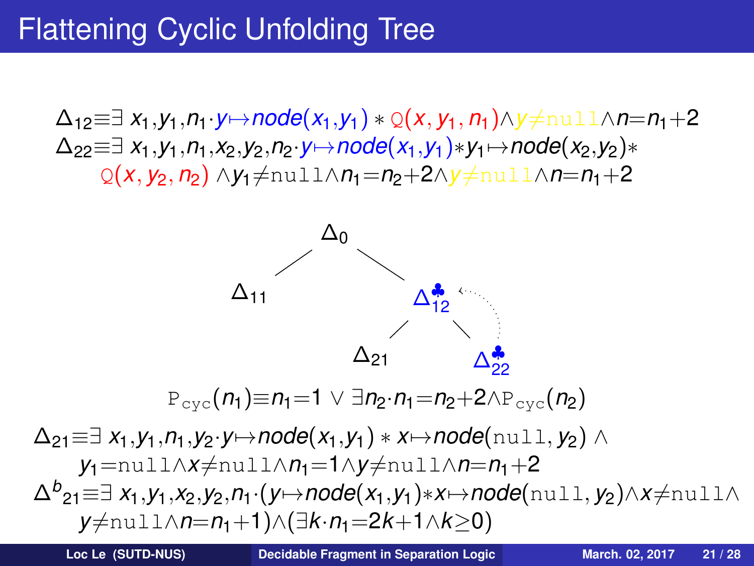# Flattening Cyclic Unfolding Tree

$$\Delta_{12} \equiv \exists\, x_1, y_1, n_1 \cdot y \mapsto node(x_1, y_1) * \mathtt{Q}(x, y_1, n_1) \wedge y \neq \mathtt{null} \wedge n = n_1 + 2$$

$$\Delta_{22} \equiv \exists\, x_1, y_1, n_1, x_2, y_2, n_2 \cdot y \mapsto node(x_1, y_1) * y_1 \mapsto node(x_2, y_2) * \mathtt{Q}(x, y_2, n_2) \wedge y_1 \neq \mathtt{null} \wedge n_1 = n_2 + 2 \wedge y \neq \mathtt{null} \wedge n = n_1 + 2$$

Tree: $\Delta_0$ has children $\Delta_{11}$ and $\Delta_{12}^{\clubsuit}$; $\Delta_{12}^{\clubsuit}$ has children $\Delta_{21}$ and $\Delta_{22}^{\clubsuit}$ (with a back-link from $\Delta_{22}^{\clubsuit}$ to $\Delta_{12}^{\clubsuit}$).

$$\mathtt{P_{cyc}}(n_1) \equiv n_1 = 1 \vee \exists n_2 \cdot n_1 = n_2 + 2 \wedge \mathtt{P_{cyc}}(n_2)$$

$$\Delta_{21} \equiv \exists\, x_1, y_1, n_1, y_2 \cdot y \mapsto node(x_1, y_1) * x \mapsto node(\mathtt{null}, y_2) \wedge y_1 = \mathtt{null} \wedge x \neq \mathtt{null} \wedge n_1 = 1 \wedge y \neq \mathtt{null} \wedge n = n_1 + 2$$

$$\Delta^{b}_{21} \equiv \exists\, x_1, y_1, x_2, y_2, n_1 \cdot (y \mapsto node(x_1, y_1) * x \mapsto node(\mathtt{null}, y_2) \wedge x \neq \mathtt{null} \wedge y \neq \mathtt{null} \wedge n = n_1 + 1) \wedge (\exists k \cdot n_1 = 2k + 1 \wedge k \geq 0)$$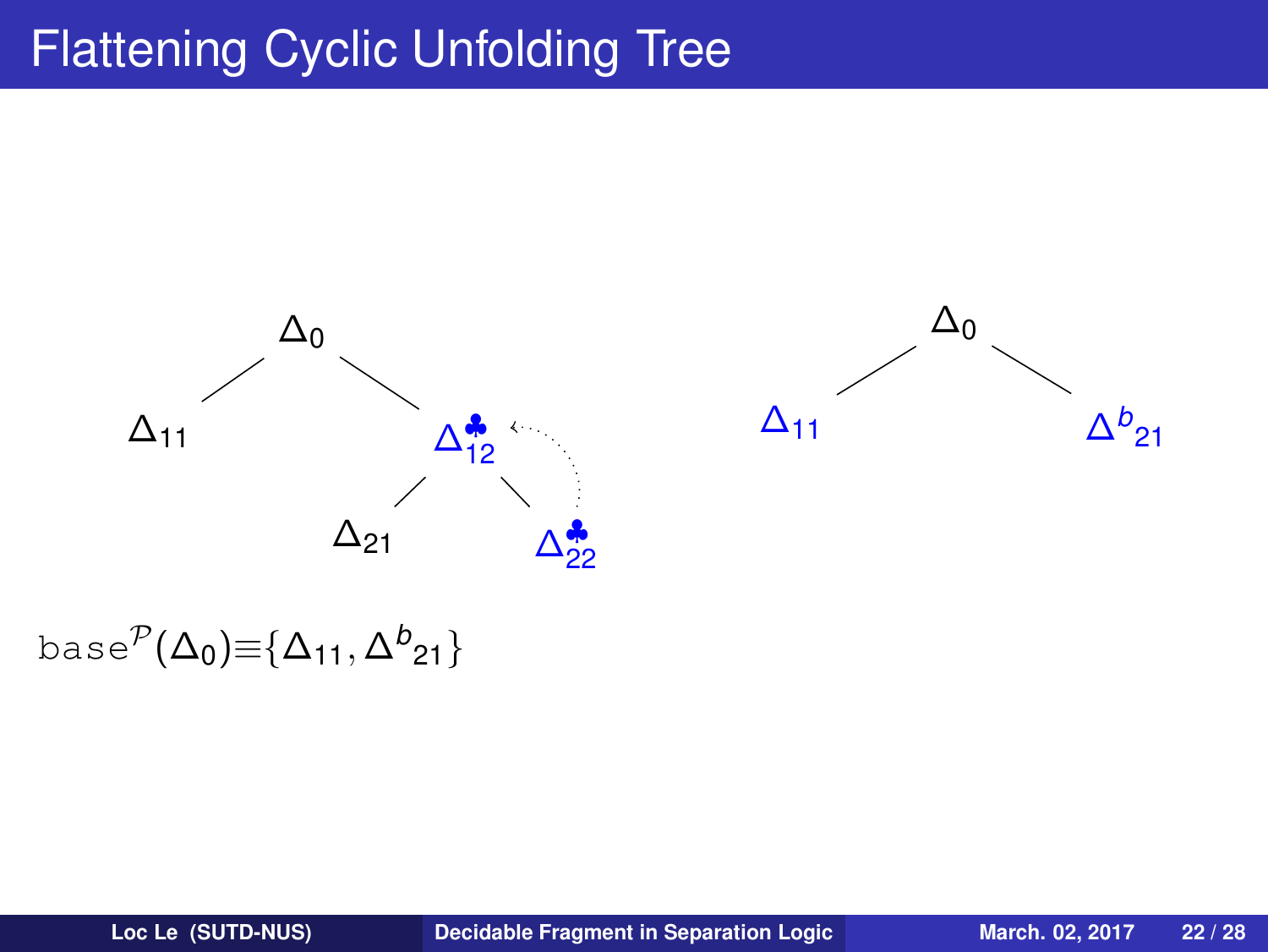# Flattening Cyclic Unfolding Tree

$\Delta_0$

$\Delta_{11}$ $\Delta_{12}^{\clubsuit}$

$\Delta_{21}$ $\Delta_{22}^{\clubsuit}$

$\Delta_0$

$\Delta_{11}$ $\Delta^{b}{}_{21}$

$\texttt{base}^{\mathcal{P}}(\Delta_0) \equiv \{\Delta_{11}, \Delta^{b}{}_{21}\}$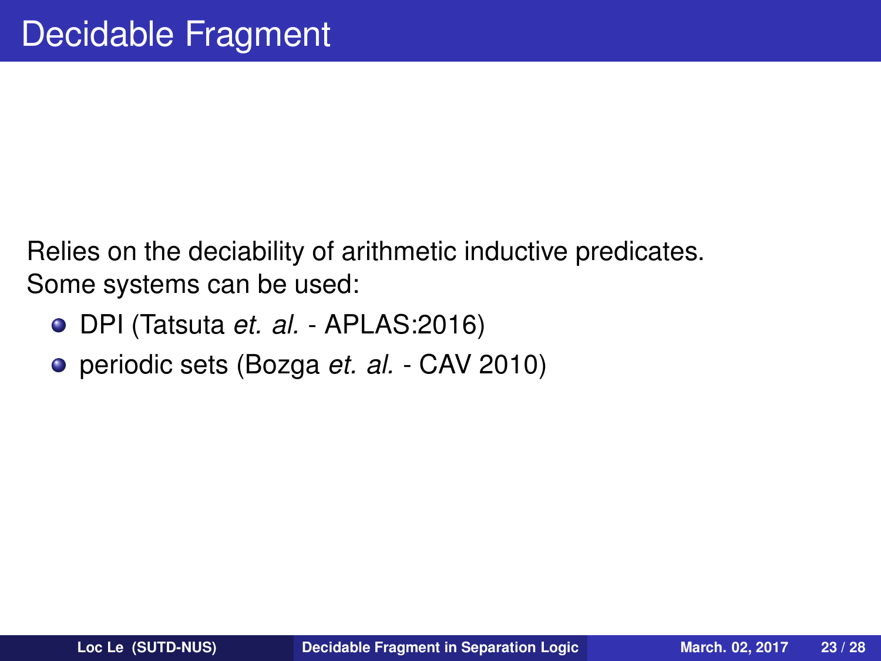# Decidable Fragment

Relies on the deciability of arithmetic inductive predicates.
Some systems can be used:

- DPI (Tatsuta *et. al.* - APLAS:2016)
- periodic sets (Bozga *et. al.* - CAV 2010)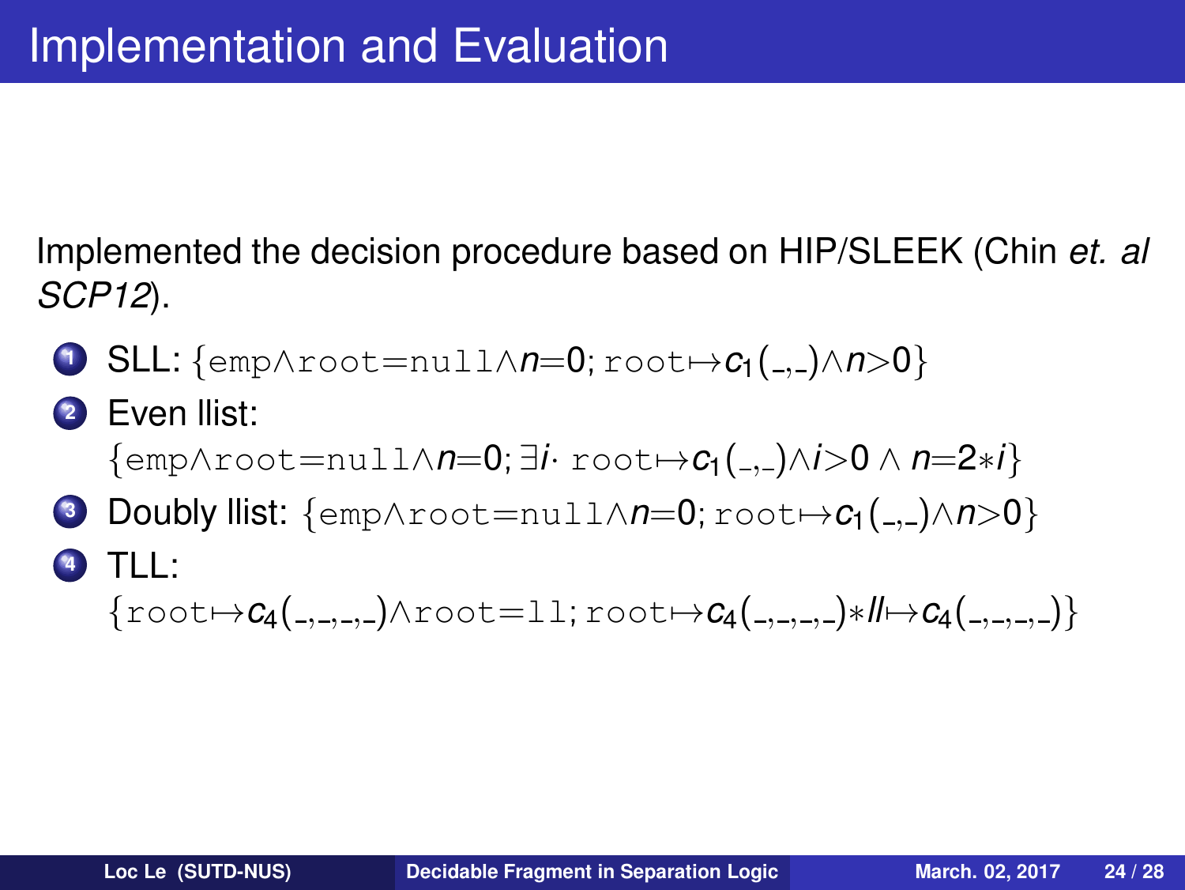# Implementation and Evaluation

Implemented the decision procedure based on HIP/SLEEK (Chin *et. al SCP12*).

1. SLL: $\{\texttt{emp}\wedge\texttt{root}{=}\texttt{null}\wedge n{=}0;\, \texttt{root}{\mapsto}c_1(\_,\_)\wedge n{>}0\}$
2. Even llist:
   $\{\texttt{emp}\wedge\texttt{root}{=}\texttt{null}\wedge n{=}0;\, \exists i\cdot\, \texttt{root}{\mapsto}c_1(\_,\_)\wedge i{>}0 \wedge n{=}2{*}i\}$
3. Doubly llist: $\{\texttt{emp}\wedge\texttt{root}{=}\texttt{null}\wedge n{=}0;\, \texttt{root}{\mapsto}c_1(\_,\_)\wedge n{>}0\}$
4. TLL:
   $\{\texttt{root}{\mapsto}c_4(\_,\_,\_,\_)\wedge\texttt{root}{=}\texttt{ll};\, \texttt{root}{\mapsto}c_4(\_,\_,\_,\_){*}ll{\mapsto}c_4(\_,\_,\_,\_)\}$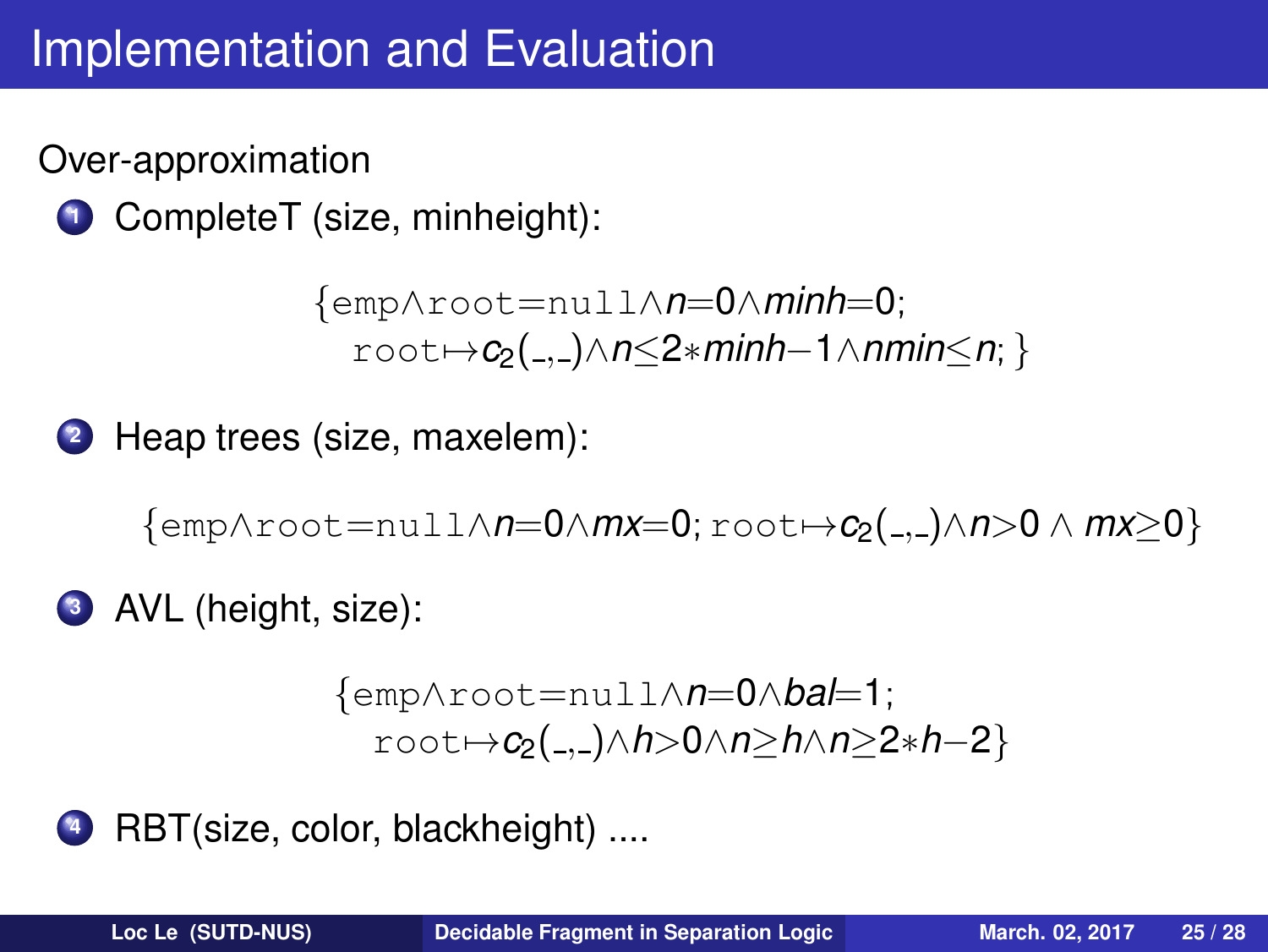# Implementation and Evaluation

Over-approximation

1. CompleteT (size, minheight):

$$\{\texttt{emp}\wedge\texttt{root}{=}\texttt{null}\wedge n{=}0\wedge minh{=}0;\ \texttt{root}{\mapsto}c_2(\_,\_)\wedge n{\leq}2{*}minh{-}1\wedge nmin{\leq}n;\}$$

2. Heap trees (size, maxelem):

$$\{\texttt{emp}\wedge\texttt{root}{=}\texttt{null}\wedge n{=}0\wedge mx{=}0;\ \texttt{root}{\mapsto}c_2(\_,\_)\wedge n{>}0 \wedge mx{\geq}0\}$$

3. AVL (height, size):

$$\{\texttt{emp}\wedge\texttt{root}{=}\texttt{null}\wedge n{=}0\wedge bal{=}1;\ \texttt{root}{\mapsto}c_2(\_,\_)\wedge h{>}0\wedge n{\geq}h\wedge n{\geq}2{*}h{-}2\}$$

4. RBT(size, color, blackheight) ....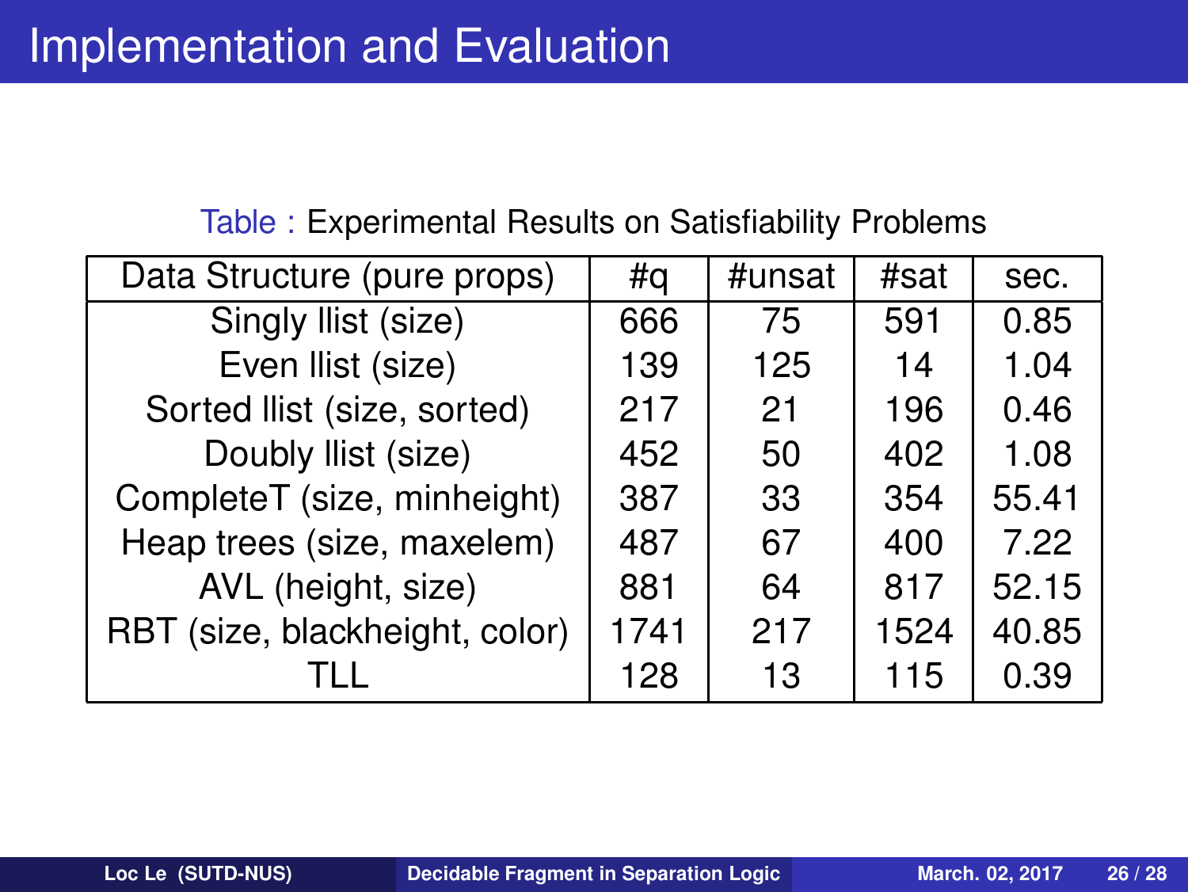# Implementation and Evaluation

Table : Experimental Results on Satisfiability Problems

| Data Structure (pure props) | #q | #unsat | #sat | sec. |
|---|---|---|---|---|
| Singly llist (size) | 666 | 75 | 591 | 0.85 |
| Even llist (size) | 139 | 125 | 14 | 1.04 |
| Sorted llist (size, sorted) | 217 | 21 | 196 | 0.46 |
| Doubly llist (size) | 452 | 50 | 402 | 1.08 |
| CompleteT (size, minheight) | 387 | 33 | 354 | 55.41 |
| Heap trees (size, maxelem) | 487 | 67 | 400 | 7.22 |
| AVL (height, size) | 881 | 64 | 817 | 52.15 |
| RBT (size, blackheight, color) | 1741 | 217 | 1524 | 40.85 |
| TLL | 128 | 13 | 115 | 0.39 |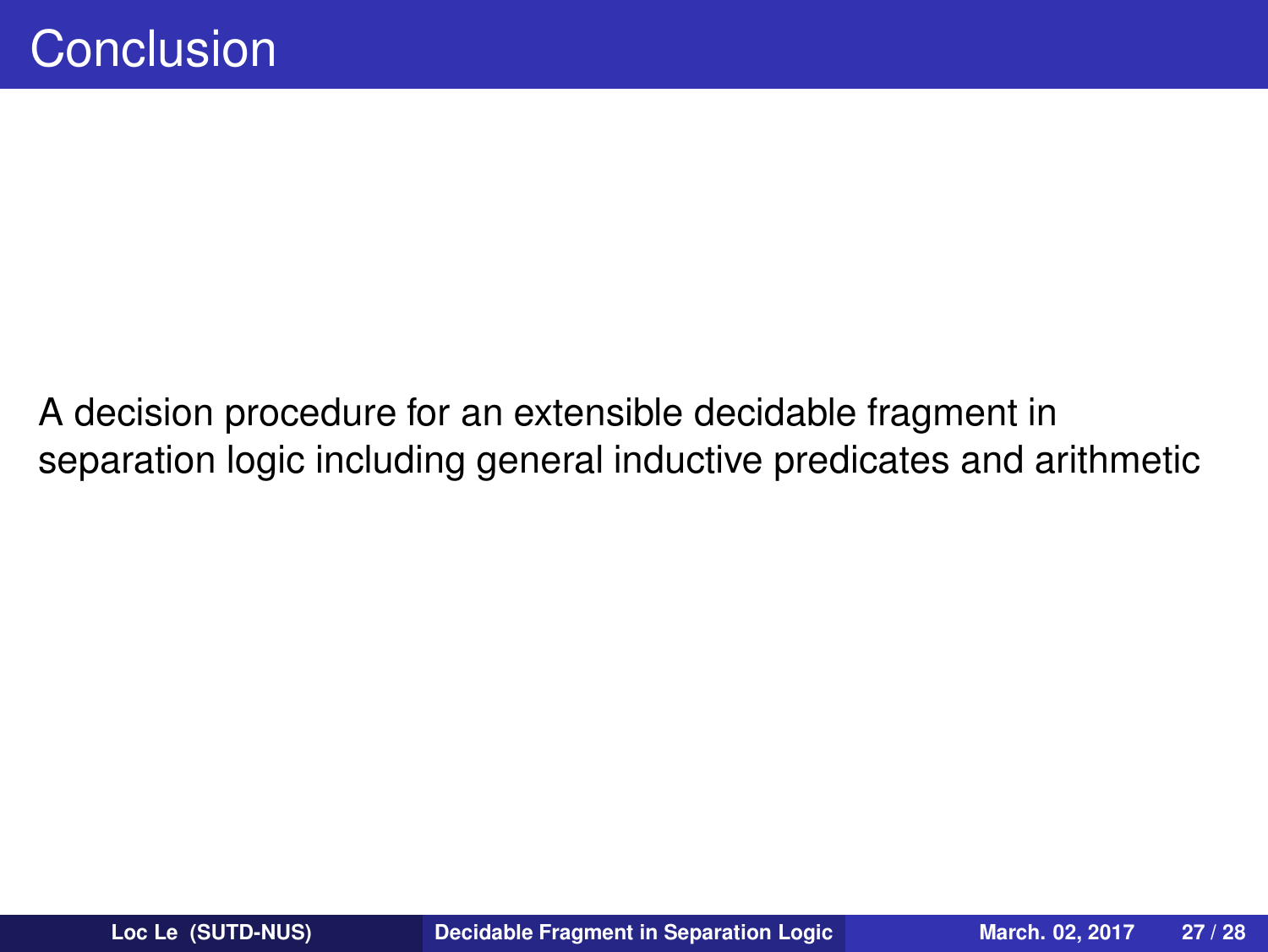# Conclusion

A decision procedure for an extensible decidable fragment in separation logic including general inductive predicates and arithmetic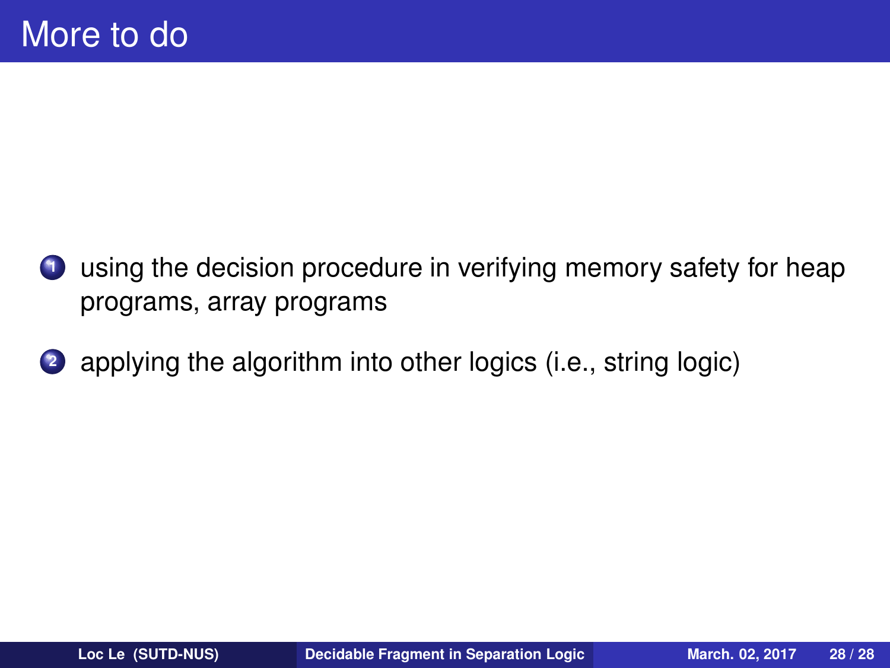# More to do

1. using the decision procedure in verifying memory safety for heap programs, array programs
2. applying the algorithm into other logics (i.e., string logic)